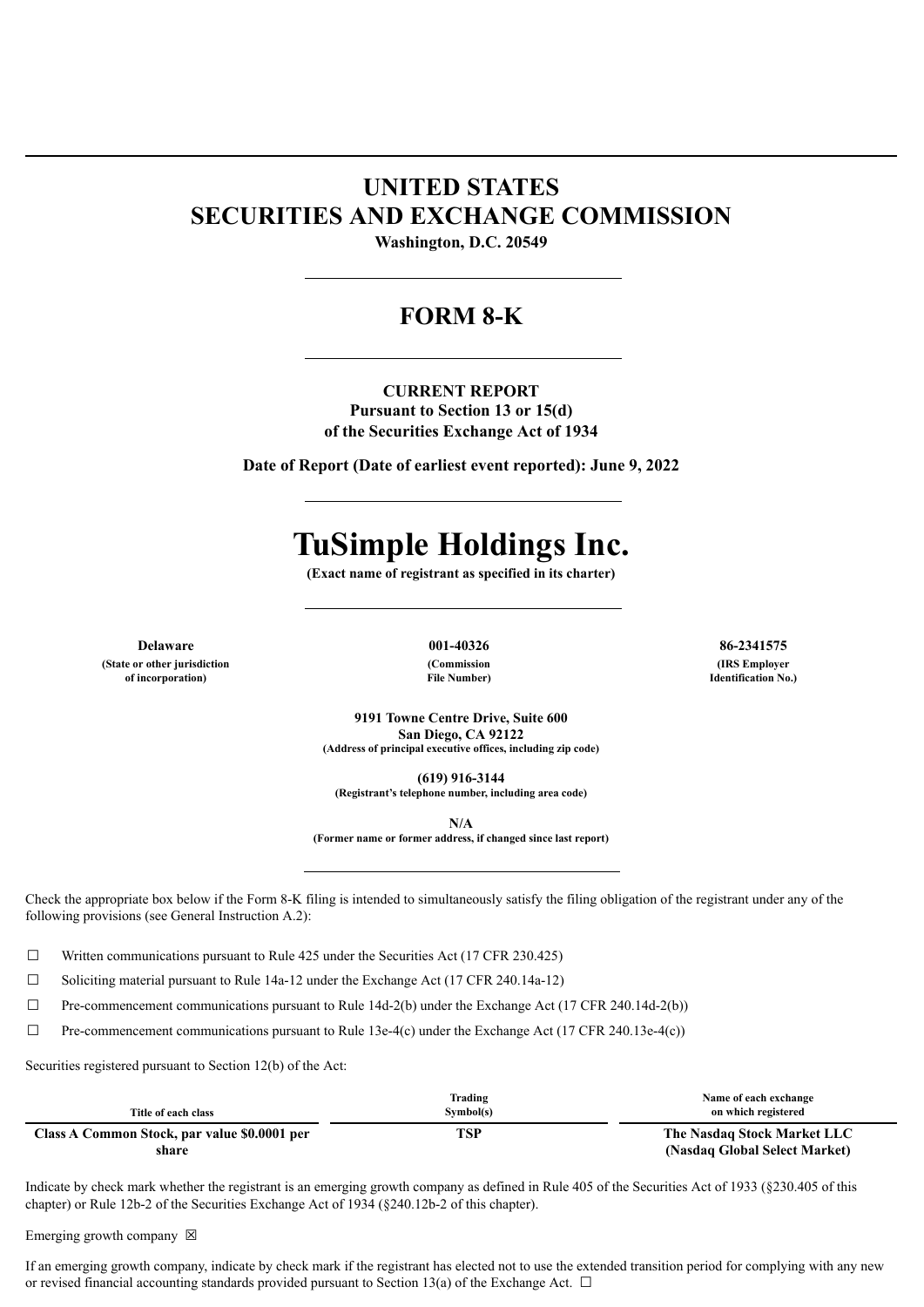# UNITED STATES
# SECURITIES AND EXCHANGE COMMISSION

**Washington, D.C. 20549**

## FORM 8-K

**CURRENT REPORT**
**Pursuant to Section 13 or 15(d)**
**of the Securities Exchange Act of 1934**

**Date of Report (Date of earliest event reported): June 9, 2022**

# TuSimple Holdings Inc.

**(Exact name of registrant as specified in its charter)**

| **Delaware** | **001-40326** | **86-2341575** |
|---|---|---|
| **(State or other jurisdiction of incorporation)** | **(Commission File Number)** | **(IRS Employer Identification No.)** |

**9191 Towne Centre Drive, Suite 600**
**San Diego, CA 92122**
**(Address of principal executive offices, including zip code)**

**(619) 916-3144**
**(Registrant's telephone number, including area code)**

**N/A**
**(Former name or former address, if changed since last report)**

Check the appropriate box below if the Form 8-K filing is intended to simultaneously satisfy the filing obligation of the registrant under any of the following provisions (see General Instruction A.2):

☐ Written communications pursuant to Rule 425 under the Securities Act (17 CFR 230.425)

☐ Soliciting material pursuant to Rule 14a-12 under the Exchange Act (17 CFR 240.14a-12)

☐ Pre-commencement communications pursuant to Rule 14d-2(b) under the Exchange Act (17 CFR 240.14d-2(b))

☐ Pre-commencement communications pursuant to Rule 13e-4(c) under the Exchange Act (17 CFR 240.13e-4(c))

Securities registered pursuant to Section 12(b) of the Act:

| Title of each class | Trading Symbol(s) | Name of each exchange on which registered |
|---|---|---|
| **Class A Common Stock, par value $0.0001 per share** | **TSP** | **The Nasdaq Stock Market LLC (Nasdaq Global Select Market)** |

Indicate by check mark whether the registrant is an emerging growth company as defined in Rule 405 of the Securities Act of 1933 (§230.405 of this chapter) or Rule 12b-2 of the Securities Exchange Act of 1934 (§240.12b-2 of this chapter).

Emerging growth company ☒

If an emerging growth company, indicate by check mark if the registrant has elected not to use the extended transition period for complying with any new or revised financial accounting standards provided pursuant to Section 13(a) of the Exchange Act. ☐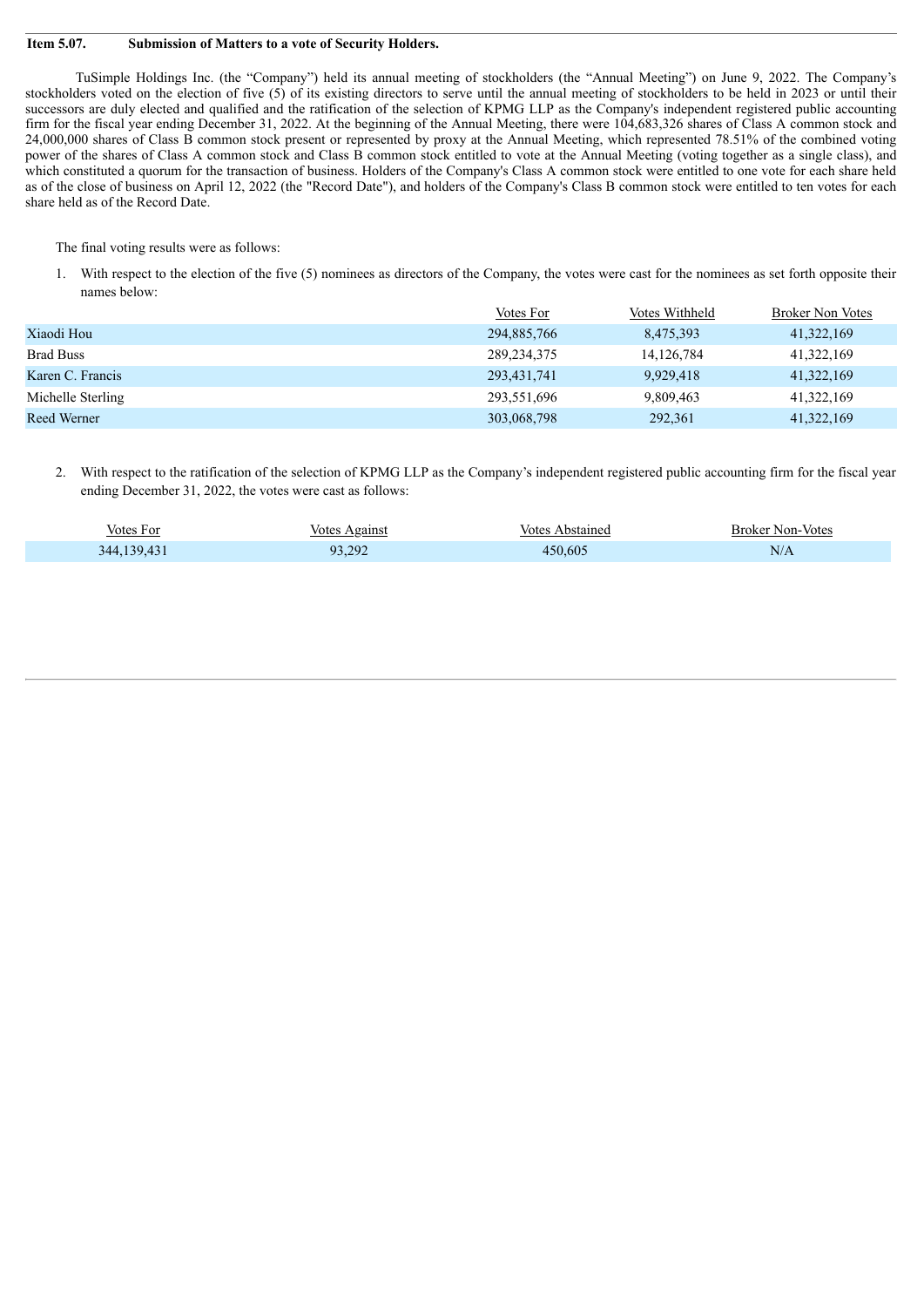**Item 5.07. Submission of Matters to a vote of Security Holders.**

TuSimple Holdings Inc. (the "Company") held its annual meeting of stockholders (the "Annual Meeting") on June 9, 2022. The Company's stockholders voted on the election of five (5) of its existing directors to serve until the annual meeting of stockholders to be held in 2023 or until their successors are duly elected and qualified and the ratification of the selection of KPMG LLP as the Company's independent registered public accounting firm for the fiscal year ending December 31, 2022. At the beginning of the Annual Meeting, there were 104,683,326 shares of Class A common stock and 24,000,000 shares of Class B common stock present or represented by proxy at the Annual Meeting, which represented 78.51% of the combined voting power of the shares of Class A common stock and Class B common stock entitled to vote at the Annual Meeting (voting together as a single class), and which constituted a quorum for the transaction of business. Holders of the Company's Class A common stock were entitled to one vote for each share held as of the close of business on April 12, 2022 (the "Record Date"), and holders of the Company's Class B common stock were entitled to ten votes for each share held as of the Record Date.

The final voting results were as follows:

1. With respect to the election of the five (5) nominees as directors of the Company, the votes were cast for the nominees as set forth opposite their names below:

| | Votes For | Votes Withheld | Broker Non Votes |
|---|---|---|---|
| Xiaodi Hou | 294,885,766 | 8,475,393 | 41,322,169 |
| Brad Buss | 289,234,375 | 14,126,784 | 41,322,169 |
| Karen C. Francis | 293,431,741 | 9,929,418 | 41,322,169 |
| Michelle Sterling | 293,551,696 | 9,809,463 | 41,322,169 |
| Reed Werner | 303,068,798 | 292,361 | 41,322,169 |

2. With respect to the ratification of the selection of KPMG LLP as the Company's independent registered public accounting firm for the fiscal year ending December 31, 2022, the votes were cast as follows:

| Votes For | Votes Against | Votes Abstained | Broker Non-Votes |
|---|---|---|---|
| 344,139,431 | 93,292 | 450,605 | N/A |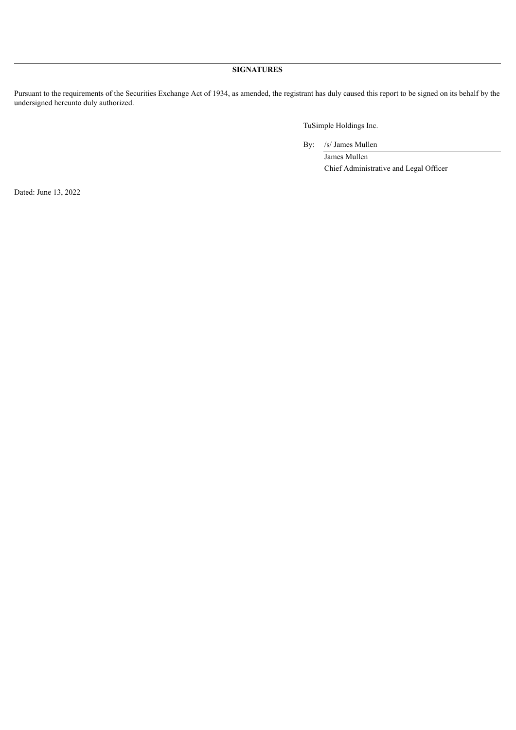**SIGNATURES**

Pursuant to the requirements of the Securities Exchange Act of 1934, as amended, the registrant has duly caused this report to be signed on its behalf by the undersigned hereunto duly authorized.

TuSimple Holdings Inc.

By: /s/ James Mullen

James Mullen

Chief Administrative and Legal Officer

Dated: June 13, 2022